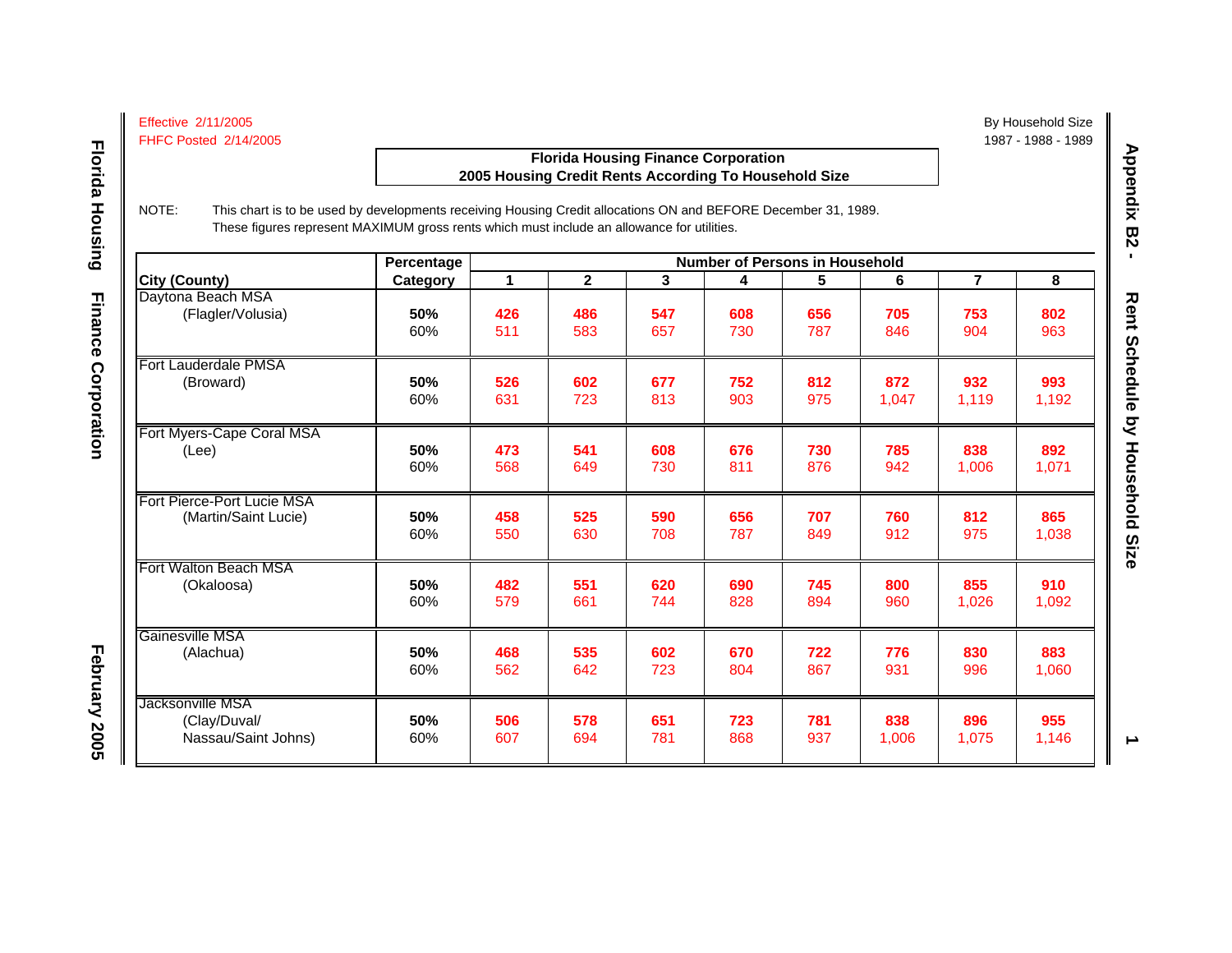Effective 2/11/2005
FHFC Posted 2/14/2005

By Household Size
1987 - 1988 - 1989

## Florida Housing Finance Corporation
## 2005 Housing Credit Rents According To Household Size

NOTE: This chart is to be used by developments receiving Housing Credit allocations ON and BEFORE December 31, 1989. These figures represent MAXIMUM gross rents which must include an allowance for utilities.

| City (County) | Percentage Category | Number of Persons in Household 1 | 2 | 3 | 4 | 5 | 6 | 7 | 8 |
|---|---|---|---|---|---|---|---|---|---|
| Daytona Beach MSA (Flagler/Volusia) | **50%** | **426** | **486** | **547** | **608** | **656** | **705** | **753** | **802** |
| | 60% | 511 | 583 | 657 | 730 | 787 | 846 | 904 | 963 |
| Fort Lauderdale PMSA (Broward) | **50%** | **526** | **602** | **677** | **752** | **812** | **872** | **932** | **993** |
| | 60% | 631 | 723 | 813 | 903 | 975 | 1,047 | 1,119 | 1,192 |
| Fort Myers-Cape Coral MSA (Lee) | **50%** | **473** | **541** | **608** | **676** | **730** | **785** | **838** | **892** |
| | 60% | 568 | 649 | 730 | 811 | 876 | 942 | 1,006 | 1,071 |
| Fort Pierce-Port Lucie MSA (Martin/Saint Lucie) | **50%** | **458** | **525** | **590** | **656** | **707** | **760** | **812** | **865** |
| | 60% | 550 | 630 | 708 | 787 | 849 | 912 | 975 | 1,038 |
| Fort Walton Beach MSA (Okaloosa) | **50%** | **482** | **551** | **620** | **690** | **745** | **800** | **855** | **910** |
| | 60% | 579 | 661 | 744 | 828 | 894 | 960 | 1,026 | 1,092 |
| Gainesville MSA (Alachua) | **50%** | **468** | **535** | **602** | **670** | **722** | **776** | **830** | **883** |
| | 60% | 562 | 642 | 723 | 804 | 867 | 931 | 996 | 1,060 |
| Jacksonville MSA (Clay/Duval/ Nassau/Saint Johns) | **50%** | **506** | **578** | **651** | **723** | **781** | **838** | **896** | **955** |
| | 60% | 607 | 694 | 781 | 868 | 937 | 1,006 | 1,075 | 1,146 |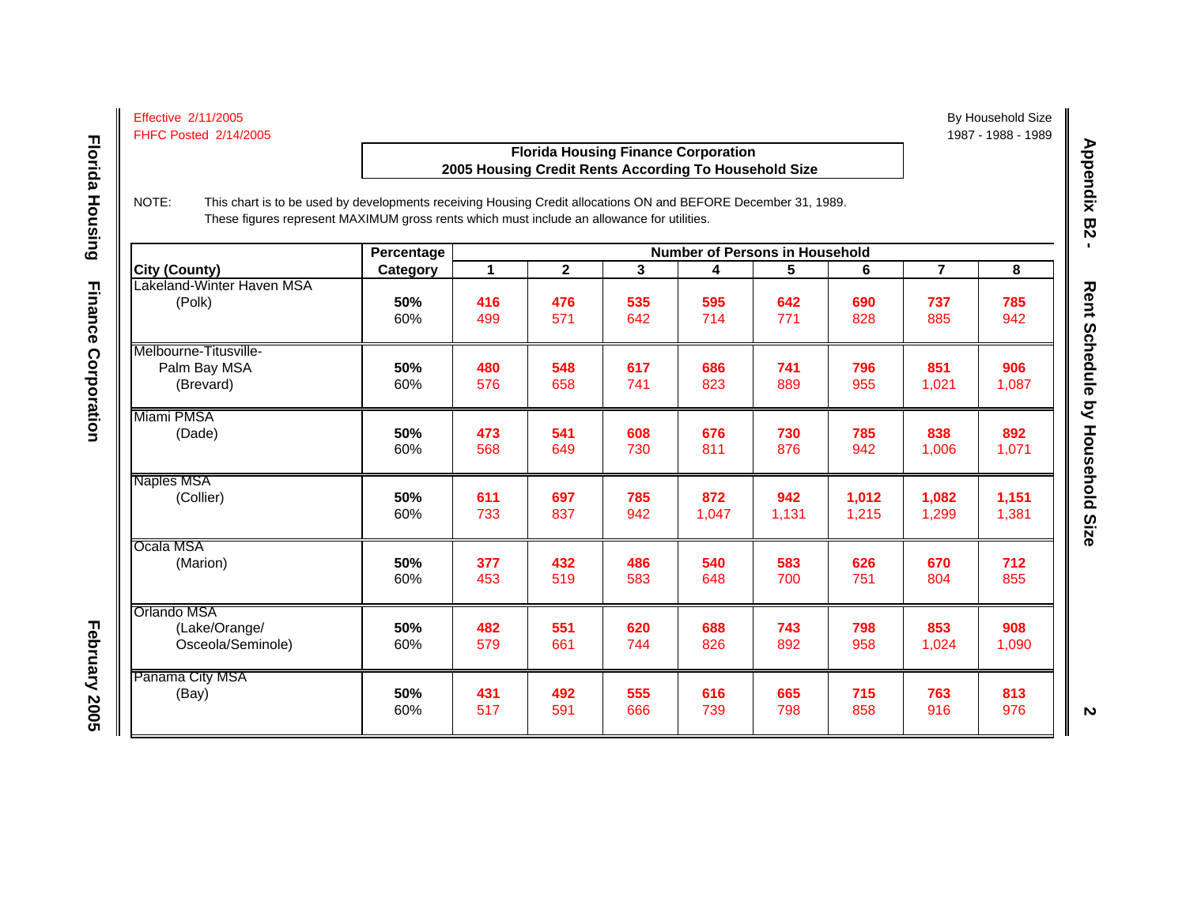Effective 2/11/2005
FHFC Posted 2/14/2005

By Household Size
1987 - 1988 - 1989

## Florida Housing Finance Corporation
## 2005 Housing Credit Rents According To Household Size

NOTE: This chart is to be used by developments receiving Housing Credit allocations ON and BEFORE December 31, 1989. These figures represent MAXIMUM gross rents which must include an allowance for utilities.

| City (County) | Percentage Category | Number of Persons in Household 1 | 2 | 3 | 4 | 5 | 6 | 7 | 8 |
|---|---|---|---|---|---|---|---|---|---|
| Lakeland-Winter Haven MSA (Polk) | **50%** | **416** | **476** | **535** | **595** | **642** | **690** | **737** | **785** |
| | 60% | 499 | 571 | 642 | 714 | 771 | 828 | 885 | 942 |
| Melbourne-Titusville-Palm Bay MSA (Brevard) | **50%** | **480** | **548** | **617** | **686** | **741** | **796** | **851** | **906** |
| | 60% | 576 | 658 | 741 | 823 | 889 | 955 | 1,021 | 1,087 |
| Miami PMSA (Dade) | **50%** | **473** | **541** | **608** | **676** | **730** | **785** | **838** | **892** |
| | 60% | 568 | 649 | 730 | 811 | 876 | 942 | 1,006 | 1,071 |
| Naples MSA (Collier) | **50%** | **611** | **697** | **785** | **872** | **942** | **1,012** | **1,082** | **1,151** |
| | 60% | 733 | 837 | 942 | 1,047 | 1,131 | 1,215 | 1,299 | 1,381 |
| Ocala MSA (Marion) | **50%** | **377** | **432** | **486** | **540** | **583** | **626** | **670** | **712** |
| | 60% | 453 | 519 | 583 | 648 | 700 | 751 | 804 | 855 |
| Orlando MSA (Lake/Orange/Osceola/Seminole) | **50%** | **482** | **551** | **620** | **688** | **743** | **798** | **853** | **908** |
| | 60% | 579 | 661 | 744 | 826 | 892 | 958 | 1,024 | 1,090 |
| Panama City MSA (Bay) | **50%** | **431** | **492** | **555** | **616** | **665** | **715** | **763** | **813** |
| | 60% | 517 | 591 | 666 | 739 | 798 | 858 | 916 | 976 |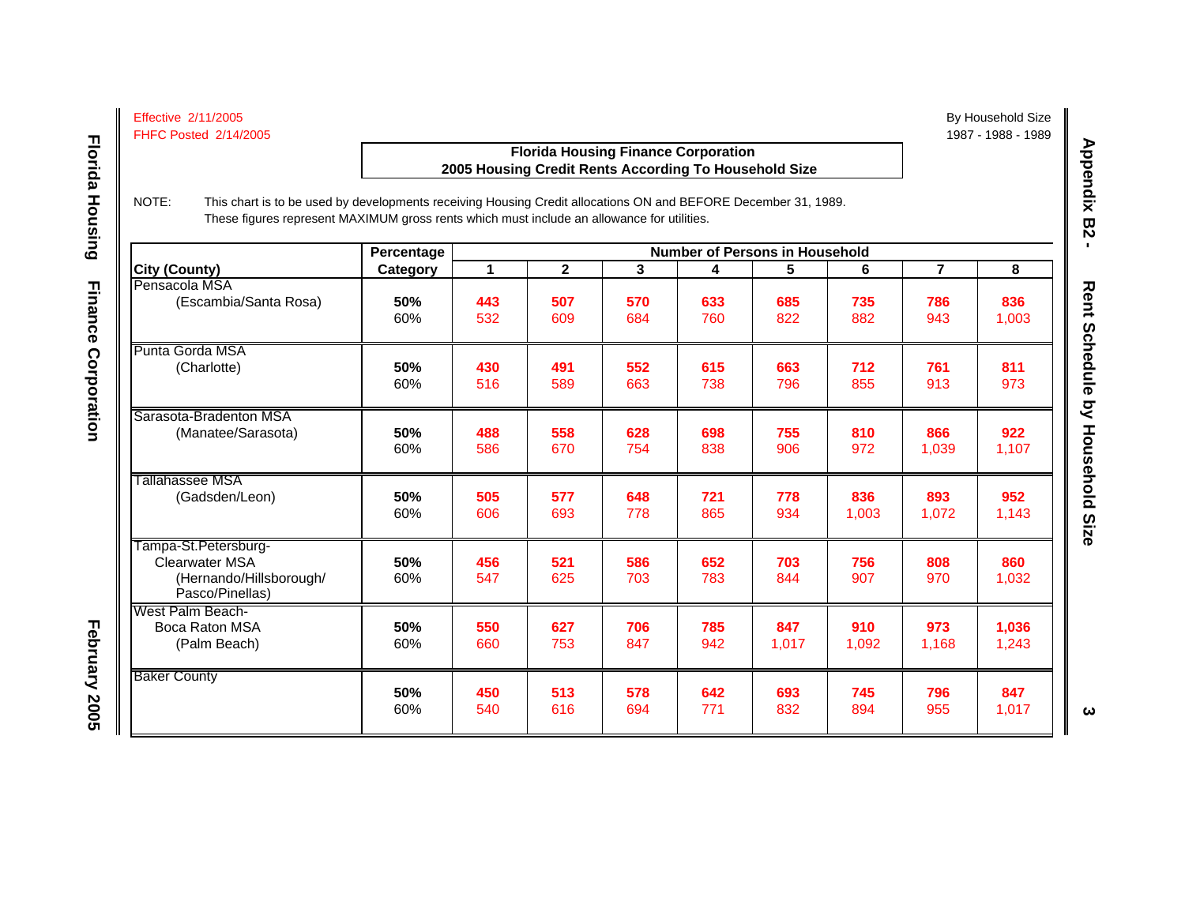Effective 2/11/2005
FHFC Posted 2/14/2005

By Household Size
1987 - 1988 - 1989

## Florida Housing Finance Corporation
## 2005 Housing Credit Rents According To Household Size

NOTE: This chart is to be used by developments receiving Housing Credit allocations ON and BEFORE December 31, 1989. These figures represent MAXIMUM gross rents which must include an allowance for utilities.

| City (County) | Percentage Category | Number of Persons in Household | | | | | | | |
|---|---|---|---|---|---|---|---|---|---|
| | | 1 | 2 | 3 | 4 | 5 | 6 | 7 | 8 |
| Pensacola MSA (Escambia/Santa Rosa) | **50%** | **443** | **507** | **570** | **633** | **685** | **735** | **786** | **836** |
| | 60% | 532 | 609 | 684 | 760 | 822 | 882 | 943 | 1,003 |
| Punta Gorda MSA (Charlotte) | **50%** | **430** | **491** | **552** | **615** | **663** | **712** | **761** | **811** |
| | 60% | 516 | 589 | 663 | 738 | 796 | 855 | 913 | 973 |
| Sarasota-Bradenton MSA (Manatee/Sarasota) | **50%** | **488** | **558** | **628** | **698** | **755** | **810** | **866** | **922** |
| | 60% | 586 | 670 | 754 | 838 | 906 | 972 | 1,039 | 1,107 |
| Tallahassee MSA (Gadsden/Leon) | **50%** | **505** | **577** | **648** | **721** | **778** | **836** | **893** | **952** |
| | 60% | 606 | 693 | 778 | 865 | 934 | 1,003 | 1,072 | 1,143 |
| Tampa-St.Petersburg-Clearwater MSA (Hernando/Hillsborough/Pasco/Pinellas) | **50%** | **456** | **521** | **586** | **652** | **703** | **756** | **808** | **860** |
| | 60% | 547 | 625 | 703 | 783 | 844 | 907 | 970 | 1,032 |
| West Palm Beach-Boca Raton MSA (Palm Beach) | **50%** | **550** | **627** | **706** | **785** | **847** | **910** | **973** | **1,036** |
| | 60% | 660 | 753 | 847 | 942 | 1,017 | 1,092 | 1,168 | 1,243 |
| Baker County | **50%** | **450** | **513** | **578** | **642** | **693** | **745** | **796** | **847** |
| | 60% | 540 | 616 | 694 | 771 | 832 | 894 | 955 | 1,017 |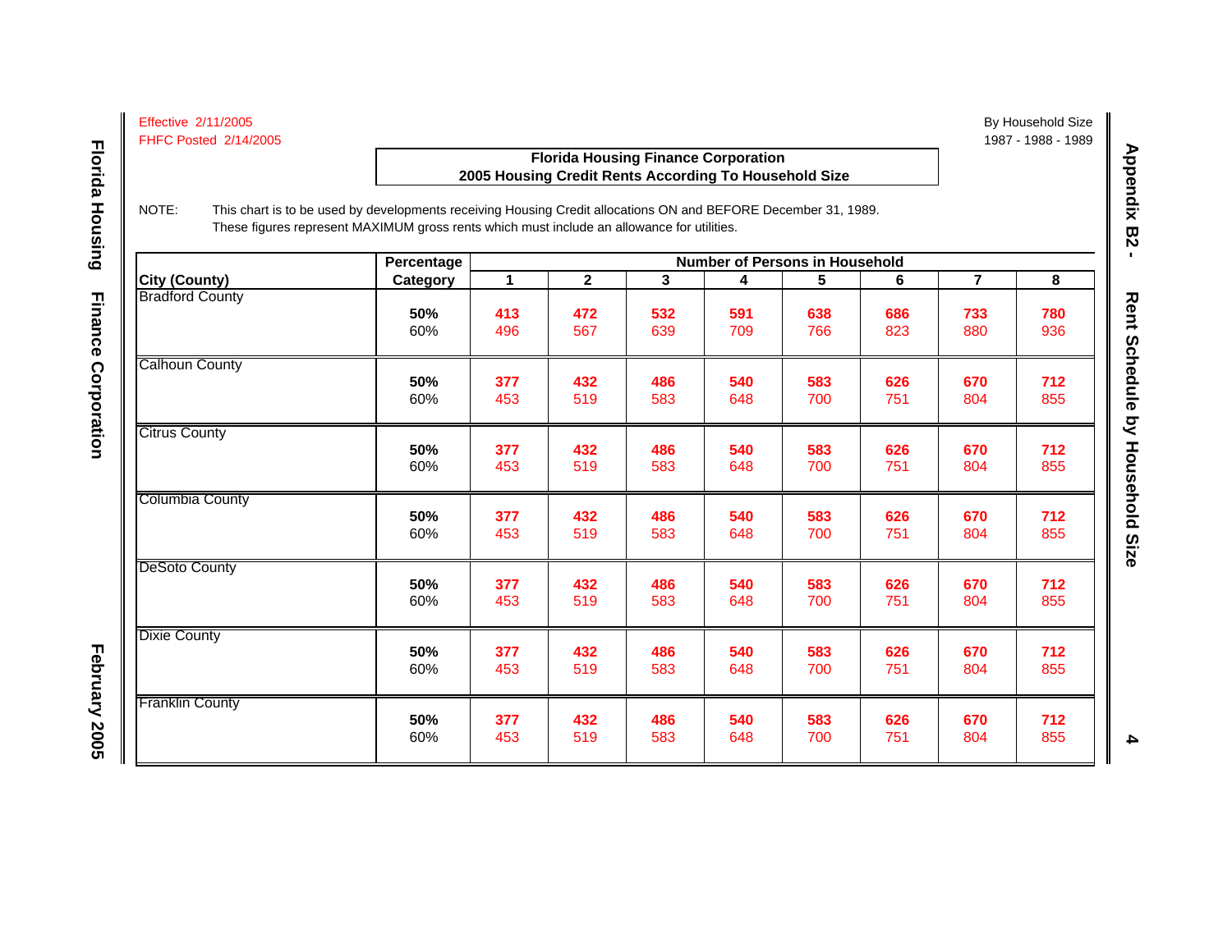Effective 2/11/2005
FHFC Posted 2/14/2005

By Household Size
1987 - 1988 - 1989

**Florida Housing Finance Corporation**
**2005 Housing Credit Rents According To Household Size**

NOTE: This chart is to be used by developments receiving Housing Credit allocations ON and BEFORE December 31, 1989. These figures represent MAXIMUM gross rents which must include an allowance for utilities.

| City (County) | Percentage Category | Number of Persons in Household | | | | | | | |
|---|---|---|---|---|---|---|---|---|---|
| | | 1 | 2 | 3 | 4 | 5 | 6 | 7 | 8 |
| Bradford County | **50%** | **413** | **472** | **532** | **591** | **638** | **686** | **733** | **780** |
| | 60% | 496 | 567 | 639 | 709 | 766 | 823 | 880 | 936 |
| Calhoun County | **50%** | **377** | **432** | **486** | **540** | **583** | **626** | **670** | **712** |
| | 60% | 453 | 519 | 583 | 648 | 700 | 751 | 804 | 855 |
| Citrus County | **50%** | **377** | **432** | **486** | **540** | **583** | **626** | **670** | **712** |
| | 60% | 453 | 519 | 583 | 648 | 700 | 751 | 804 | 855 |
| Columbia County | **50%** | **377** | **432** | **486** | **540** | **583** | **626** | **670** | **712** |
| | 60% | 453 | 519 | 583 | 648 | 700 | 751 | 804 | 855 |
| DeSoto County | **50%** | **377** | **432** | **486** | **540** | **583** | **626** | **670** | **712** |
| | 60% | 453 | 519 | 583 | 648 | 700 | 751 | 804 | 855 |
| Dixie County | **50%** | **377** | **432** | **486** | **540** | **583** | **626** | **670** | **712** |
| | 60% | 453 | 519 | 583 | 648 | 700 | 751 | 804 | 855 |
| Franklin County | **50%** | **377** | **432** | **486** | **540** | **583** | **626** | **670** | **712** |
| | 60% | 453 | 519 | 583 | 648 | 700 | 751 | 804 | 855 |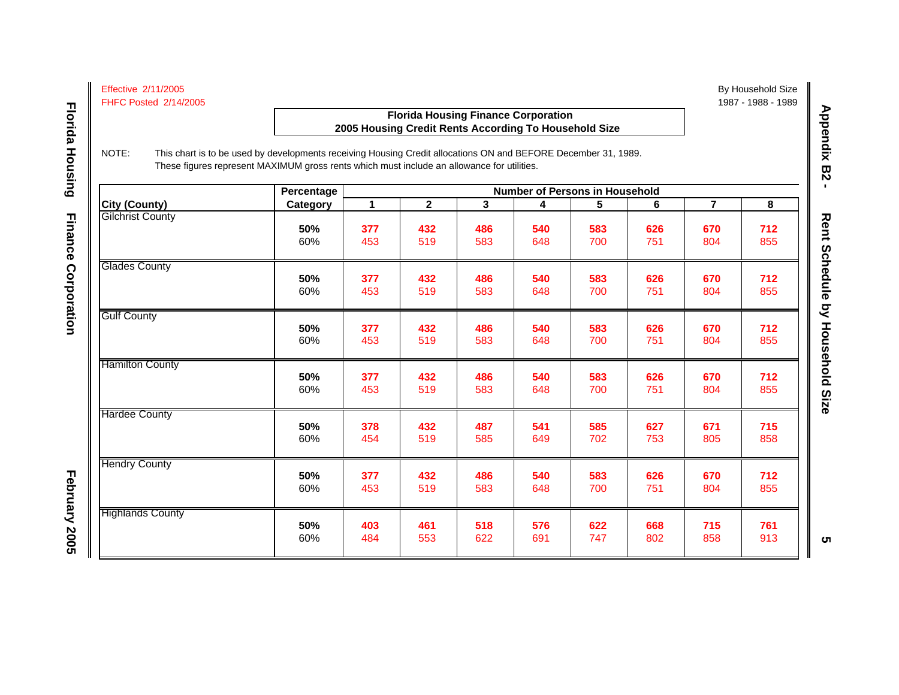Effective 2/11/2005
FHFC Posted 2/14/2005

By Household Size
1987 - 1988 - 1989

## Florida Housing Finance Corporation
## 2005 Housing Credit Rents According To Household Size

NOTE: This chart is to be used by developments receiving Housing Credit allocations ON and BEFORE December 31, 1989. These figures represent MAXIMUM gross rents which must include an allowance for utilities.

| City (County) | Percentage Category | Number of Persons in Household 1 | 2 | 3 | 4 | 5 | 6 | 7 | 8 |
|---|---|---|---|---|---|---|---|---|---|
| Gilchrist County | **50%** | **377** | **432** | **486** | **540** | **583** | **626** | **670** | **712** |
| | 60% | 453 | 519 | 583 | 648 | 700 | 751 | 804 | 855 |
| Glades County | **50%** | **377** | **432** | **486** | **540** | **583** | **626** | **670** | **712** |
| | 60% | 453 | 519 | 583 | 648 | 700 | 751 | 804 | 855 |
| Gulf County | **50%** | **377** | **432** | **486** | **540** | **583** | **626** | **670** | **712** |
| | 60% | 453 | 519 | 583 | 648 | 700 | 751 | 804 | 855 |
| Hamilton County | **50%** | **377** | **432** | **486** | **540** | **583** | **626** | **670** | **712** |
| | 60% | 453 | 519 | 583 | 648 | 700 | 751 | 804 | 855 |
| Hardee County | **50%** | **378** | **432** | **487** | **541** | **585** | **627** | **671** | **715** |
| | 60% | 454 | 519 | 585 | 649 | 702 | 753 | 805 | 858 |
| Hendry County | **50%** | **377** | **432** | **486** | **540** | **583** | **626** | **670** | **712** |
| | 60% | 453 | 519 | 583 | 648 | 700 | 751 | 804 | 855 |
| Highlands County | **50%** | **403** | **461** | **518** | **576** | **622** | **668** | **715** | **761** |
| | 60% | 484 | 553 | 622 | 691 | 747 | 802 | 858 | 913 |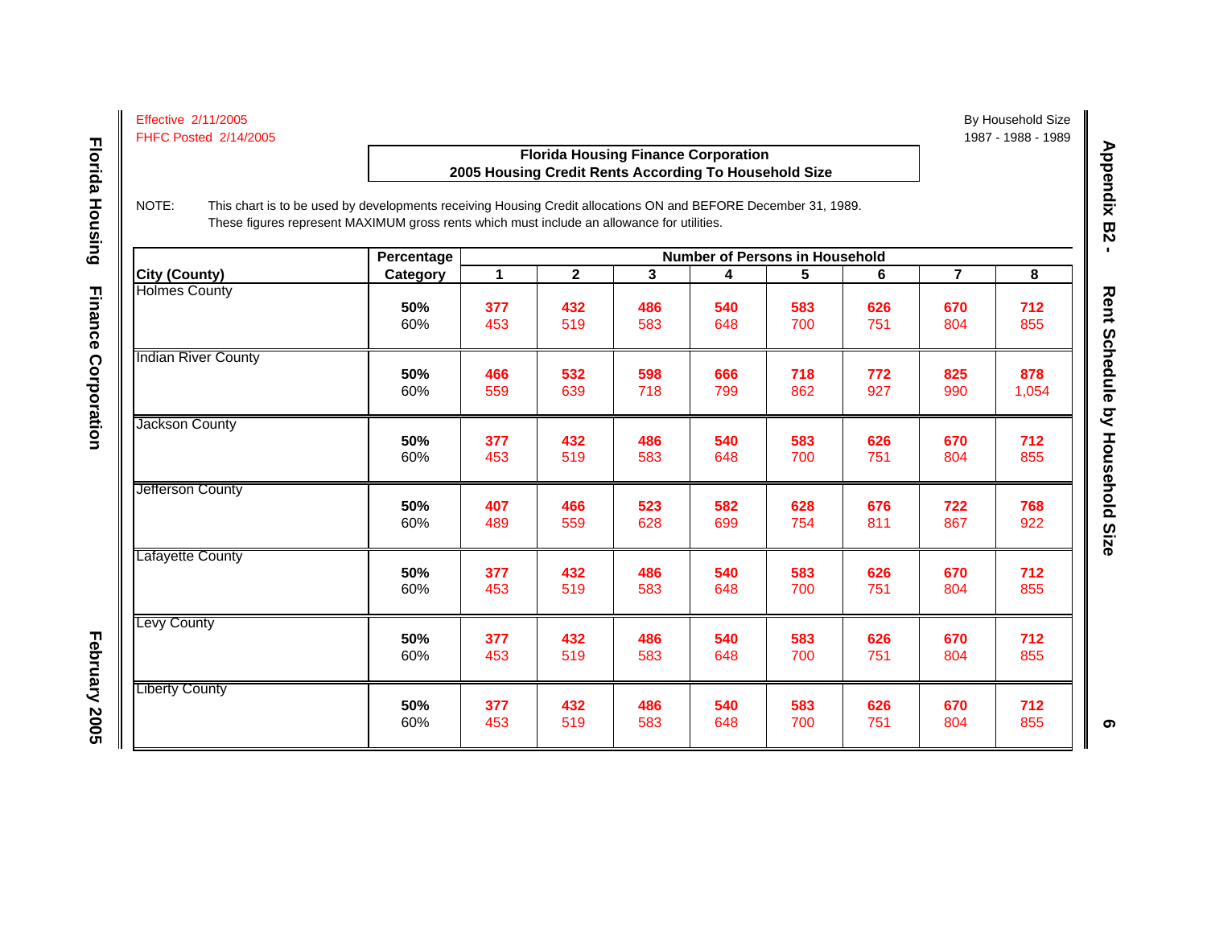Effective 2/11/2005
FHFC Posted 2/14/2005

By Household Size
1987 - 1988 - 1989

## Florida Housing Finance Corporation
## 2005 Housing Credit Rents According To Household Size

NOTE: This chart is to be used by developments receiving Housing Credit allocations ON and BEFORE December 31, 1989.
These figures represent MAXIMUM gross rents which must include an allowance for utilities.

| City (County) | Percentage Category | Number of Persons in Household | | | | | | | |
|---|---|---|---|---|---|---|---|---|---|
| | | 1 | 2 | 3 | 4 | 5 | 6 | 7 | 8 |
| Holmes County | **50%** | **377** | **432** | **486** | **540** | **583** | **626** | **670** | **712** |
| | 60% | 453 | 519 | 583 | 648 | 700 | 751 | 804 | 855 |
| Indian River County | **50%** | **466** | **532** | **598** | **666** | **718** | **772** | **825** | **878** |
| | 60% | 559 | 639 | 718 | 799 | 862 | 927 | 990 | 1,054 |
| Jackson County | **50%** | **377** | **432** | **486** | **540** | **583** | **626** | **670** | **712** |
| | 60% | 453 | 519 | 583 | 648 | 700 | 751 | 804 | 855 |
| Jefferson County | **50%** | **407** | **466** | **523** | **582** | **628** | **676** | **722** | **768** |
| | 60% | 489 | 559 | 628 | 699 | 754 | 811 | 867 | 922 |
| Lafayette County | **50%** | **377** | **432** | **486** | **540** | **583** | **626** | **670** | **712** |
| | 60% | 453 | 519 | 583 | 648 | 700 | 751 | 804 | 855 |
| Levy County | **50%** | **377** | **432** | **486** | **540** | **583** | **626** | **670** | **712** |
| | 60% | 453 | 519 | 583 | 648 | 700 | 751 | 804 | 855 |
| Liberty County | **50%** | **377** | **432** | **486** | **540** | **583** | **626** | **670** | **712** |
| | 60% | 453 | 519 | 583 | 648 | 700 | 751 | 804 | 855 |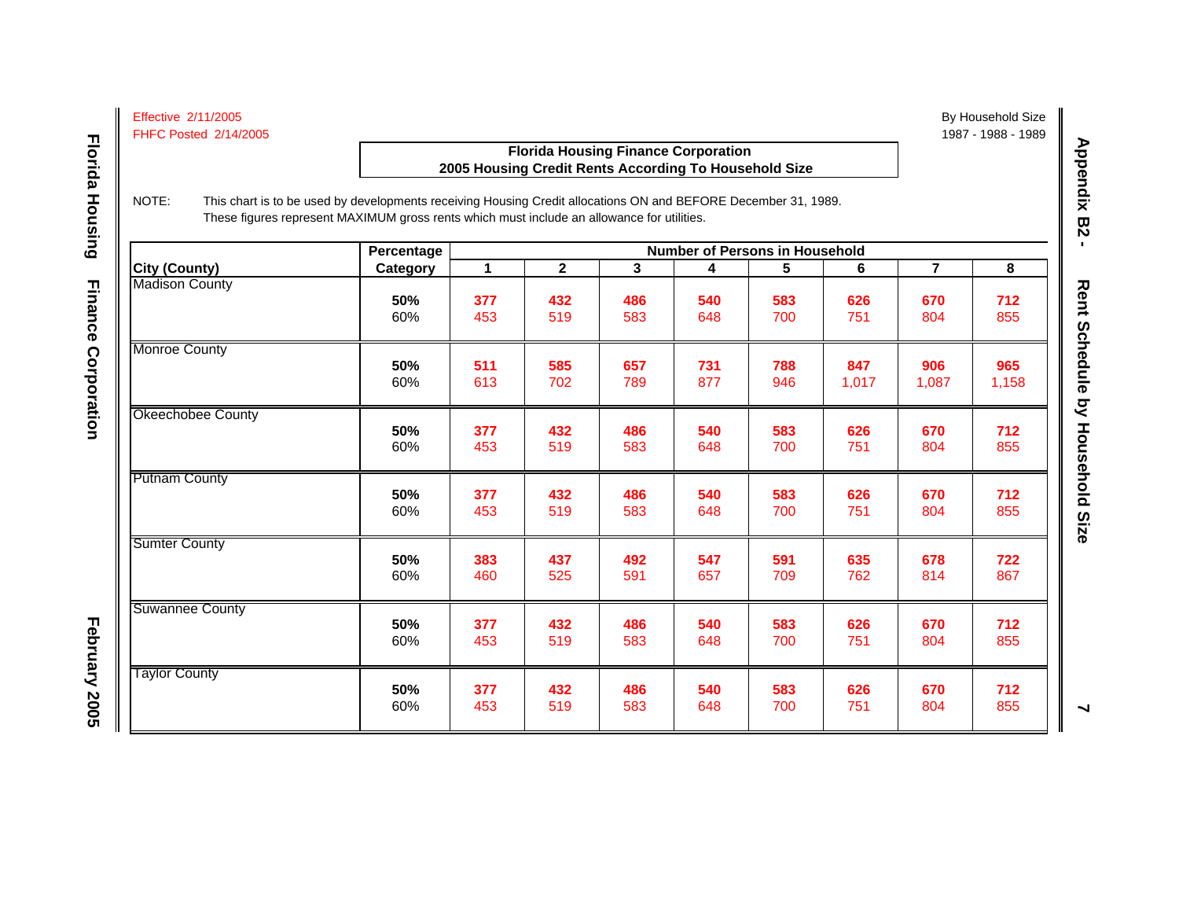Effective 2/11/2005
FHFC Posted 2/14/2005

By Household Size
1987 - 1988 - 1989

## Florida Housing Finance Corporation
## 2005 Housing Credit Rents According To Household Size

NOTE: This chart is to be used by developments receiving Housing Credit allocations ON and BEFORE December 31, 1989. These figures represent MAXIMUM gross rents which must include an allowance for utilities.

| City (County) | Percentage Category | Number of Persons in Household | | | | | | | |
|---|---|---|---|---|---|---|---|---|---|
| | | 1 | 2 | 3 | 4 | 5 | 6 | 7 | 8 |
| Madison County | **50%** | **377** | **432** | **486** | **540** | **583** | **626** | **670** | **712** |
| | 60% | 453 | 519 | 583 | 648 | 700 | 751 | 804 | 855 |
| Monroe County | **50%** | **511** | **585** | **657** | **731** | **788** | **847** | **906** | **965** |
| | 60% | 613 | 702 | 789 | 877 | 946 | 1,017 | 1,087 | 1,158 |
| Okeechobee County | **50%** | **377** | **432** | **486** | **540** | **583** | **626** | **670** | **712** |
| | 60% | 453 | 519 | 583 | 648 | 700 | 751 | 804 | 855 |
| Putnam County | **50%** | **377** | **432** | **486** | **540** | **583** | **626** | **670** | **712** |
| | 60% | 453 | 519 | 583 | 648 | 700 | 751 | 804 | 855 |
| Sumter County | **50%** | **383** | **437** | **492** | **547** | **591** | **635** | **678** | **722** |
| | 60% | 460 | 525 | 591 | 657 | 709 | 762 | 814 | 867 |
| Suwannee County | **50%** | **377** | **432** | **486** | **540** | **583** | **626** | **670** | **712** |
| | 60% | 453 | 519 | 583 | 648 | 700 | 751 | 804 | 855 |
| Taylor County | **50%** | **377** | **432** | **486** | **540** | **583** | **626** | **670** | **712** |
| | 60% | 453 | 519 | 583 | 648 | 700 | 751 | 804 | 855 |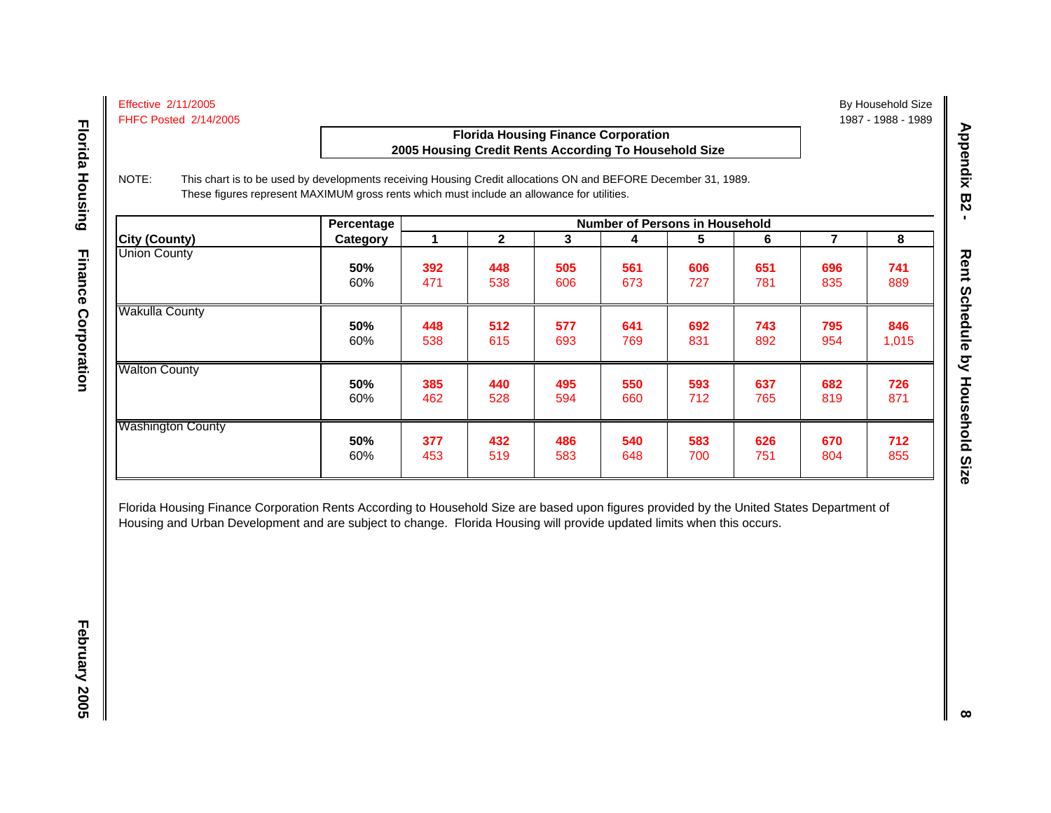Effective 2/11/2005
FHFC Posted 2/14/2005

By Household Size
1987 - 1988 - 1989

## Florida Housing Finance Corporation
## 2005 Housing Credit Rents According To Household Size

NOTE: This chart is to be used by developments receiving Housing Credit allocations ON and BEFORE December 31, 1989. These figures represent MAXIMUM gross rents which must include an allowance for utilities.

| City (County) | Percentage Category | Number of Persons in Household 1 | 2 | 3 | 4 | 5 | 6 | 7 | 8 |
|---|---|---|---|---|---|---|---|---|---|
| Union County | **50%** | **392** | **448** | **505** | **561** | **606** | **651** | **696** | **741** |
| | 60% | 471 | 538 | 606 | 673 | 727 | 781 | 835 | 889 |
| Wakulla County | **50%** | **448** | **512** | **577** | **641** | **692** | **743** | **795** | **846** |
| | 60% | 538 | 615 | 693 | 769 | 831 | 892 | 954 | 1,015 |
| Walton County | **50%** | **385** | **440** | **495** | **550** | **593** | **637** | **682** | **726** |
| | 60% | 462 | 528 | 594 | 660 | 712 | 765 | 819 | 871 |
| Washington County | **50%** | **377** | **432** | **486** | **540** | **583** | **626** | **670** | **712** |
| | 60% | 453 | 519 | 583 | 648 | 700 | 751 | 804 | 855 |

Florida Housing Finance Corporation Rents According to Household Size are based upon figures provided by the United States Department of Housing and Urban Development and are subject to change. Florida Housing will provide updated limits when this occurs.